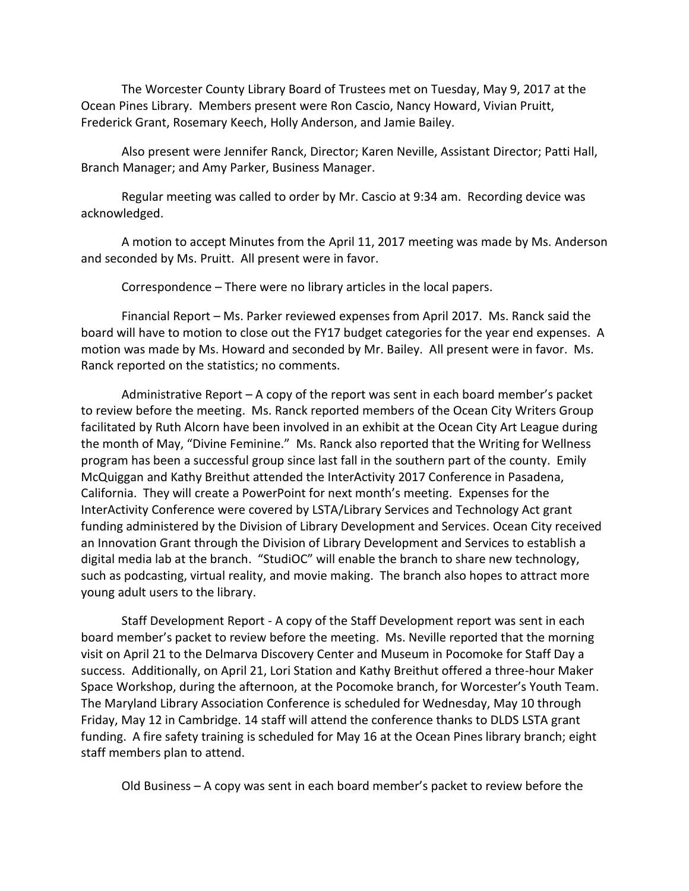The Worcester County Library Board of Trustees met on Tuesday, May 9, 2017 at the Ocean Pines Library. Members present were Ron Cascio, Nancy Howard, Vivian Pruitt, Frederick Grant, Rosemary Keech, Holly Anderson, and Jamie Bailey.

Also present were Jennifer Ranck, Director; Karen Neville, Assistant Director; Patti Hall, Branch Manager; and Amy Parker, Business Manager.

Regular meeting was called to order by Mr. Cascio at 9:34 am. Recording device was acknowledged.

A motion to accept Minutes from the April 11, 2017 meeting was made by Ms. Anderson and seconded by Ms. Pruitt. All present were in favor.

Correspondence – There were no library articles in the local papers.

Financial Report – Ms. Parker reviewed expenses from April 2017. Ms. Ranck said the board will have to motion to close out the FY17 budget categories for the year end expenses. A motion was made by Ms. Howard and seconded by Mr. Bailey. All present were in favor. Ms. Ranck reported on the statistics; no comments.

Administrative Report – A copy of the report was sent in each board member's packet to review before the meeting. Ms. Ranck reported members of the Ocean City Writers Group facilitated by Ruth Alcorn have been involved in an exhibit at the Ocean City Art League during the month of May, "Divine Feminine." Ms. Ranck also reported that the Writing for Wellness program has been a successful group since last fall in the southern part of the county. Emily McQuiggan and Kathy Breithut attended the InterActivity 2017 Conference in Pasadena, California. They will create a PowerPoint for next month's meeting. Expenses for the InterActivity Conference were covered by LSTA/Library Services and Technology Act grant funding administered by the Division of Library Development and Services. Ocean City received an Innovation Grant through the Division of Library Development and Services to establish a digital media lab at the branch. "StudiOC" will enable the branch to share new technology, such as podcasting, virtual reality, and movie making. The branch also hopes to attract more young adult users to the library.

Staff Development Report - A copy of the Staff Development report was sent in each board member's packet to review before the meeting. Ms. Neville reported that the morning visit on April 21 to the Delmarva Discovery Center and Museum in Pocomoke for Staff Day a success. Additionally, on April 21, Lori Station and Kathy Breithut offered a three-hour Maker Space Workshop, during the afternoon, at the Pocomoke branch, for Worcester's Youth Team. The Maryland Library Association Conference is scheduled for Wednesday, May 10 through Friday, May 12 in Cambridge. 14 staff will attend the conference thanks to DLDS LSTA grant funding. A fire safety training is scheduled for May 16 at the Ocean Pines library branch; eight staff members plan to attend.

Old Business – A copy was sent in each board member's packet to review before the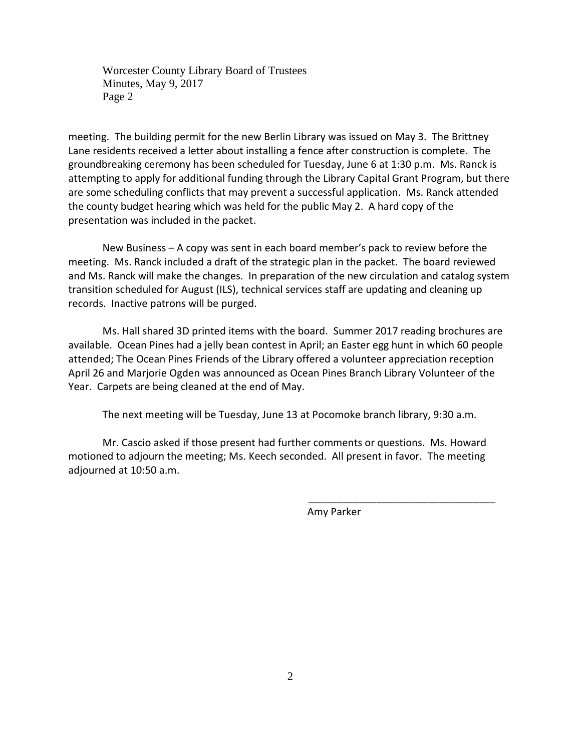meeting. The building permit for the new Berlin Library was issued on May 3. The Brittney Lane residents received a letter about installing a fence after construction is complete. The groundbreaking ceremony has been scheduled for Tuesday, June 6 at 1:30 p.m. Ms. Ranck is attempting to apply for additional funding through the Library Capital Grant Program, but there are some scheduling conflicts that may prevent a successful application. Ms. Ranck attended the county budget hearing which was held for the public May 2. A hard copy of the presentation was included in the packet.

New Business – A copy was sent in each board member's pack to review before the meeting. Ms. Ranck included a draft of the strategic plan in the packet. The board reviewed and Ms. Ranck will make the changes. In preparation of the new circulation and catalog system transition scheduled for August (ILS), technical services staff are updating and cleaning up records. Inactive patrons will be purged.

Ms. Hall shared 3D printed items with the board. Summer 2017 reading brochures are available. Ocean Pines had a jelly bean contest in April; an Easter egg hunt in which 60 people attended; The Ocean Pines Friends of the Library offered a volunteer appreciation reception April 26 and Marjorie Ogden was announced as Ocean Pines Branch Library Volunteer of the Year. Carpets are being cleaned at the end of May.

The next meeting will be Tuesday, June 13 at Pocomoke branch library, 9:30 a.m.

Mr. Cascio asked if those present had further comments or questions. Ms. Howard motioned to adjourn the meeting; Ms. Keech seconded. All present in favor. The meeting adjourned at 10:50 a.m.

\_\_\_\_\_\_\_\_\_\_\_\_\_\_\_\_\_\_\_\_\_\_\_\_\_\_\_\_\_\_\_\_\_\_

Amy Parker